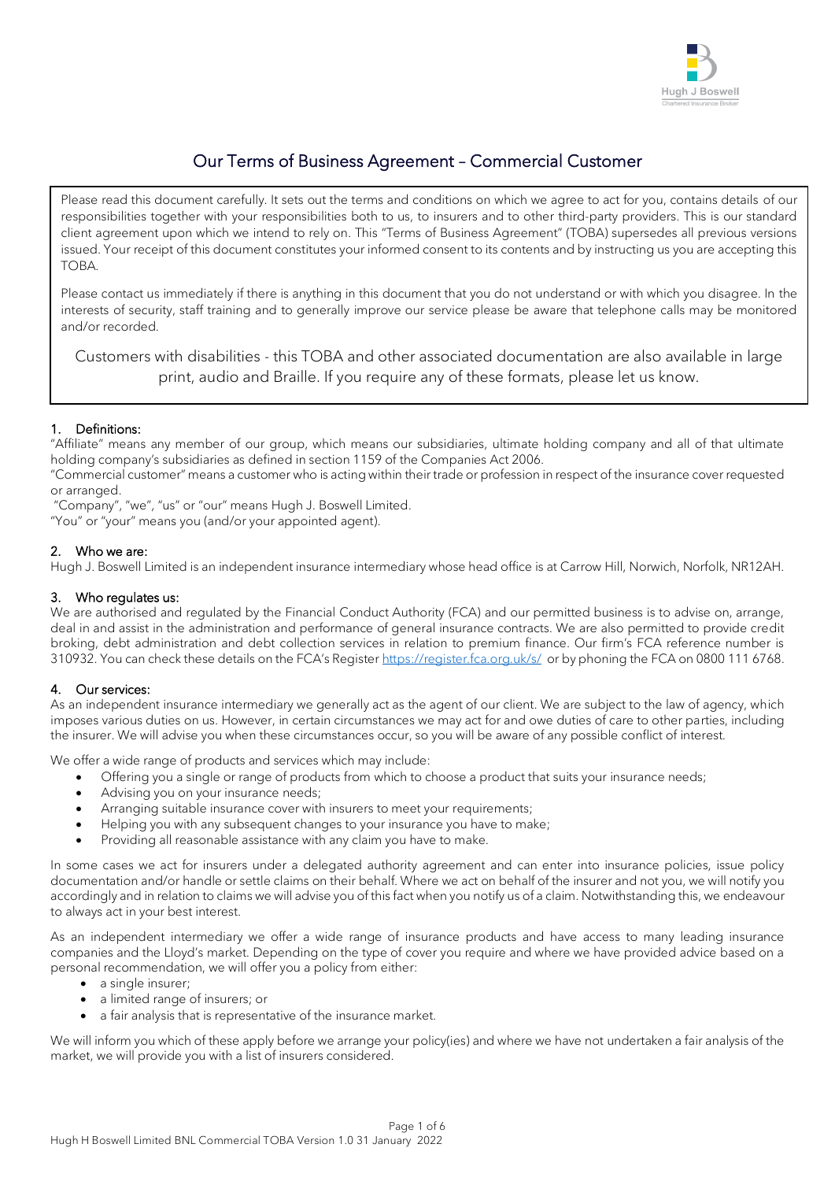# Our Terms of Business Agreement – Commercial Customer

Please read this document carefully. It sets out the terms and conditions on which we agree to act for you, contains details of our responsibilities together with your responsibilities both to us, to insurers and to other third-party providers. This is our standard client agreement upon which we intend to rely on. This "Terms of Business Agreement" (TOBA) supersedes all previous versions issued. Your receipt of this document constitutes your informed consent to its contents and by instructing us you are accepting this TOBA.

Please contact us immediately if there is anything in this document that you do not understand or with which you disagree. In the interests of security, staff training and to generally improve our service please be aware that telephone calls may be monitored and/or recorded.

Customers with disabilities - this TOBA and other associated documentation are also available in large print, audio and Braille. If you require any of these formats, please let us know.

## 1. Definitions:

"Affiliate" means any member of our group, which means our subsidiaries, ultimate holding company and all of that ultimate holding company's subsidiaries as defined in section 1159 of the Companies Act 2006.

"Commercial customer" means a customer who is acting within their trade or profession in respect of the insurance cover requested or arranged.

"Company", "we", "us" or "our" means Hugh J. Boswell Limited.

"You" or "your" means you (and/or your appointed agent).

## 2. Who we are:

Hugh J. Boswell Limited is an independent insurance intermediary whose head office is at Carrow Hill, Norwich, Norfolk, NR12AH.

## 3. Who regulates us:

We are authorised and regulated by the Financial Conduct Authority (FCA) and our permitted business is to advise on, arrange, deal in and assist in the administration and performance of general insurance contracts. We are also permitted to provide credit broking, debt administration and debt collection services in relation to premium finance. Our firm's FCA reference number is 310932. You can check these details on the FCA's Register https://register.fca.org.uk/s/ or by phoning the FCA on 0800 111 6768.

## 4. Our services:

As an independent insurance intermediary we generally act as the agent of our client. We are subject to the law of agency, which imposes various duties on us. However, in certain circumstances we may act for and owe duties of care to other parties, including the insurer. We will advise you when these circumstances occur, so you will be aware of any possible conflict of interest.

We offer a wide range of products and services which may include:

- Offering you a single or range of products from which to choose a product that suits your insurance needs;
- Advising you on your insurance needs;
- Arranging suitable insurance cover with insurers to meet your requirements;
- Helping you with any subsequent changes to your insurance you have to make;
- Providing all reasonable assistance with any claim you have to make.

In some cases we act for insurers under a delegated authority agreement and can enter into insurance policies, issue policy documentation and/or handle or settle claims on their behalf. Where we act on behalf of the insurer and not you, we will notify you accordingly and in relation to claims we will advise you of this fact when you notify us of a claim. Notwithstanding this, we endeavour to always act in your best interest.

As an independent intermediary we offer a wide range of insurance products and have access to many leading insurance companies and the Lloyd's market. Depending on the type of cover you require and where we have provided advice based on a personal recommendation, we will offer you a policy from either:

- a single insurer;
- a limited range of insurers; or
- a fair analysis that is representative of the insurance market.

We will inform you which of these apply before we arrange your policy(ies) and where we have not undertaken a fair analysis of the market, we will provide you with a list of insurers considered.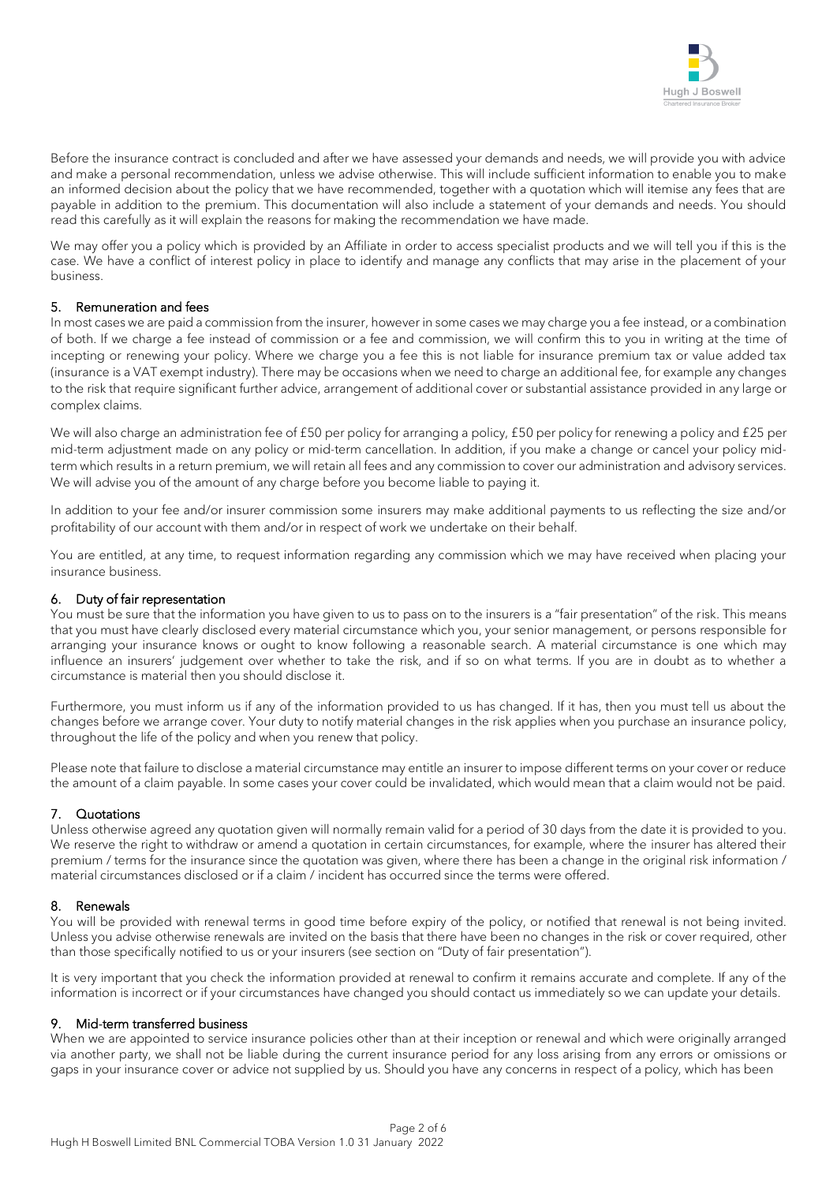Before the insurance contract is concluded and after we have assessed your demands and needs, we will provide you with advice and make a personal recommendation, unless we advise otherwise. This will include sufficient information to enable you to make an informed decision about the policy that we have recommended, together with a quotation which will itemise any fees that are payable in addition to the premium. This documentation will also include a statement of your demands and needs. You should read this carefully as it will explain the reasons for making the recommendation we have made.

We may offer you a policy which is provided by an Affiliate in order to access specialist products and we will tell you if this is the case. We have a conflict of interest policy in place to identify and manage any conflicts that may arise in the placement of your business.

## 5. Remuneration and fees

In most cases we are paid a commission from the insurer, however in some cases we may charge you a fee instead, or a combination of both. If we charge a fee instead of commission or a fee and commission, we will confirm this to you in writing at the time of incepting or renewing your policy. Where we charge you a fee this is not liable for insurance premium tax or value added tax (insurance is a VAT exempt industry). There may be occasions when we need to charge an additional fee, for example any changes to the risk that require significant further advice, arrangement of additional cover or substantial assistance provided in any large or complex claims.

We will also charge an administration fee of £50 per policy for arranging a policy, £50 per policy for renewing a policy and £25 per mid-term adjustment made on any policy or mid-term cancellation. In addition, if you make a change or cancel your policy mid-term which results in a return premium, we will retain all fees and any commission to cover our administration and advisory services. We will advise you of the amount of any charge before you become liable to paying it.

In addition to your fee and/or insurer commission some insurers may make additional payments to us reflecting the size and/or profitability of our account with them and/or in respect of work we undertake on their behalf.

You are entitled, at any time, to request information regarding any commission which we may have received when placing your insurance business.

## 6. Duty of fair representation

You must be sure that the information you have given to us to pass on to the insurers is a "fair presentation" of the risk. This means that you must have clearly disclosed every material circumstance which you, your senior management, or persons responsible for arranging your insurance knows or ought to know following a reasonable search. A material circumstance is one which may influence an insurers' judgement over whether to take the risk, and if so on what terms. If you are in doubt as to whether a circumstance is material then you should disclose it.

Furthermore, you must inform us if any of the information provided to us has changed. If it has, then you must tell us about the changes before we arrange cover. Your duty to notify material changes in the risk applies when you purchase an insurance policy, throughout the life of the policy and when you renew that policy.

Please note that failure to disclose a material circumstance may entitle an insurer to impose different terms on your cover or reduce the amount of a claim payable. In some cases your cover could be invalidated, which would mean that a claim would not be paid.

## 7. Quotations

Unless otherwise agreed any quotation given will normally remain valid for a period of 30 days from the date it is provided to you. We reserve the right to withdraw or amend a quotation in certain circumstances, for example, where the insurer has altered their premium / terms for the insurance since the quotation was given, where there has been a change in the original risk information / material circumstances disclosed or if a claim / incident has occurred since the terms were offered.

## 8. Renewals

You will be provided with renewal terms in good time before expiry of the policy, or notified that renewal is not being invited. Unless you advise otherwise renewals are invited on the basis that there have been no changes in the risk or cover required, other than those specifically notified to us or your insurers (see section on "Duty of fair presentation").

It is very important that you check the information provided at renewal to confirm it remains accurate and complete. If any of the information is incorrect or if your circumstances have changed you should contact us immediately so we can update your details.

## 9. Mid-term transferred business

When we are appointed to service insurance policies other than at their inception or renewal and which were originally arranged via another party, we shall not be liable during the current insurance period for any loss arising from any errors or omissions or gaps in your insurance cover or advice not supplied by us. Should you have any concerns in respect of a policy, which has been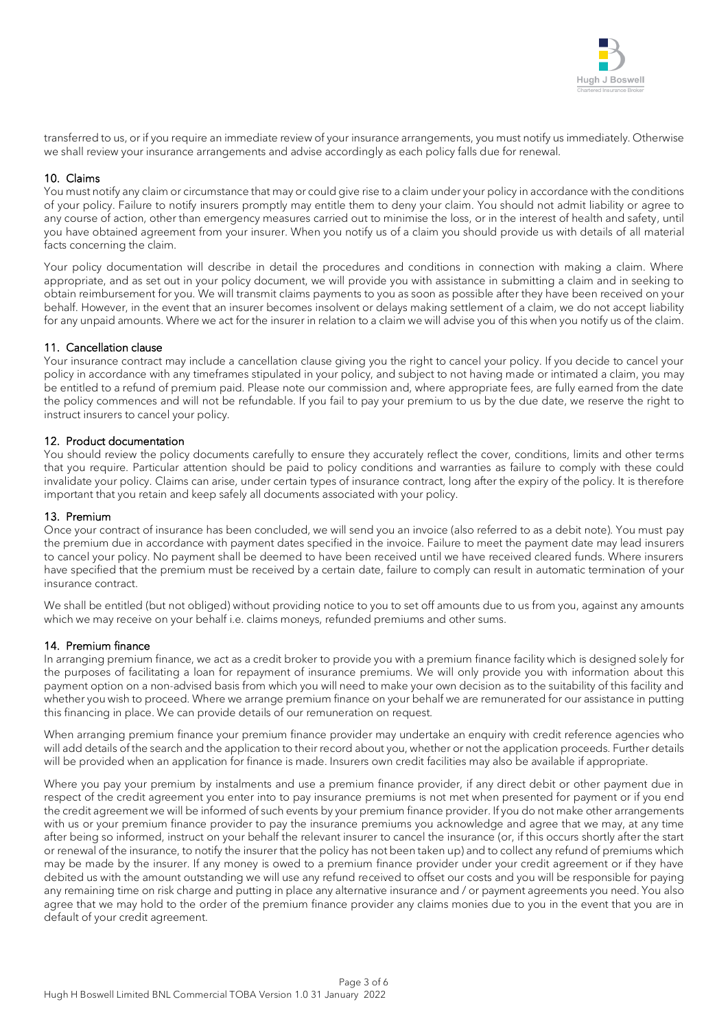transferred to us, or if you require an immediate review of your insurance arrangements, you must notify us immediately. Otherwise we shall review your insurance arrangements and advise accordingly as each policy falls due for renewal.

## 10. Claims

You must notify any claim or circumstance that may or could give rise to a claim under your policy in accordance with the conditions of your policy. Failure to notify insurers promptly may entitle them to deny your claim. You should not admit liability or agree to any course of action, other than emergency measures carried out to minimise the loss, or in the interest of health and safety, until you have obtained agreement from your insurer. When you notify us of a claim you should provide us with details of all material facts concerning the claim.

Your policy documentation will describe in detail the procedures and conditions in connection with making a claim. Where appropriate, and as set out in your policy document, we will provide you with assistance in submitting a claim and in seeking to obtain reimbursement for you. We will transmit claims payments to you as soon as possible after they have been received on your behalf. However, in the event that an insurer becomes insolvent or delays making settlement of a claim, we do not accept liability for any unpaid amounts. Where we act for the insurer in relation to a claim we will advise you of this when you notify us of the claim.

## 11. Cancellation clause

Your insurance contract may include a cancellation clause giving you the right to cancel your policy. If you decide to cancel your policy in accordance with any timeframes stipulated in your policy, and subject to not having made or intimated a claim, you may be entitled to a refund of premium paid. Please note our commission and, where appropriate fees, are fully earned from the date the policy commences and will not be refundable. If you fail to pay your premium to us by the due date, we reserve the right to instruct insurers to cancel your policy.

## 12. Product documentation

You should review the policy documents carefully to ensure they accurately reflect the cover, conditions, limits and other terms that you require. Particular attention should be paid to policy conditions and warranties as failure to comply with these could invalidate your policy. Claims can arise, under certain types of insurance contract, long after the expiry of the policy. It is therefore important that you retain and keep safely all documents associated with your policy.

## 13. Premium

Once your contract of insurance has been concluded, we will send you an invoice (also referred to as a debit note). You must pay the premium due in accordance with payment dates specified in the invoice. Failure to meet the payment date may lead insurers to cancel your policy. No payment shall be deemed to have been received until we have received cleared funds. Where insurers have specified that the premium must be received by a certain date, failure to comply can result in automatic termination of your insurance contract.

We shall be entitled (but not obliged) without providing notice to you to set off amounts due to us from you, against any amounts which we may receive on your behalf i.e. claims moneys, refunded premiums and other sums.

## 14. Premium finance

In arranging premium finance, we act as a credit broker to provide you with a premium finance facility which is designed solely for the purposes of facilitating a loan for repayment of insurance premiums. We will only provide you with information about this payment option on a non-advised basis from which you will need to make your own decision as to the suitability of this facility and whether you wish to proceed. Where we arrange premium finance on your behalf we are remunerated for our assistance in putting this financing in place. We can provide details of our remuneration on request.

When arranging premium finance your premium finance provider may undertake an enquiry with credit reference agencies who will add details of the search and the application to their record about you, whether or not the application proceeds. Further details will be provided when an application for finance is made. Insurers own credit facilities may also be available if appropriate.

Where you pay your premium by instalments and use a premium finance provider, if any direct debit or other payment due in respect of the credit agreement you enter into to pay insurance premiums is not met when presented for payment or if you end the credit agreement we will be informed of such events by your premium finance provider. If you do not make other arrangements with us or your premium finance provider to pay the insurance premiums you acknowledge and agree that we may, at any time after being so informed, instruct on your behalf the relevant insurer to cancel the insurance (or, if this occurs shortly after the start or renewal of the insurance, to notify the insurer that the policy has not been taken up) and to collect any refund of premiums which may be made by the insurer. If any money is owed to a premium finance provider under your credit agreement or if they have debited us with the amount outstanding we will use any refund received to offset our costs and you will be responsible for paying any remaining time on risk charge and putting in place any alternative insurance and / or payment agreements you need. You also agree that we may hold to the order of the premium finance provider any claims monies due to you in the event that you are in default of your credit agreement.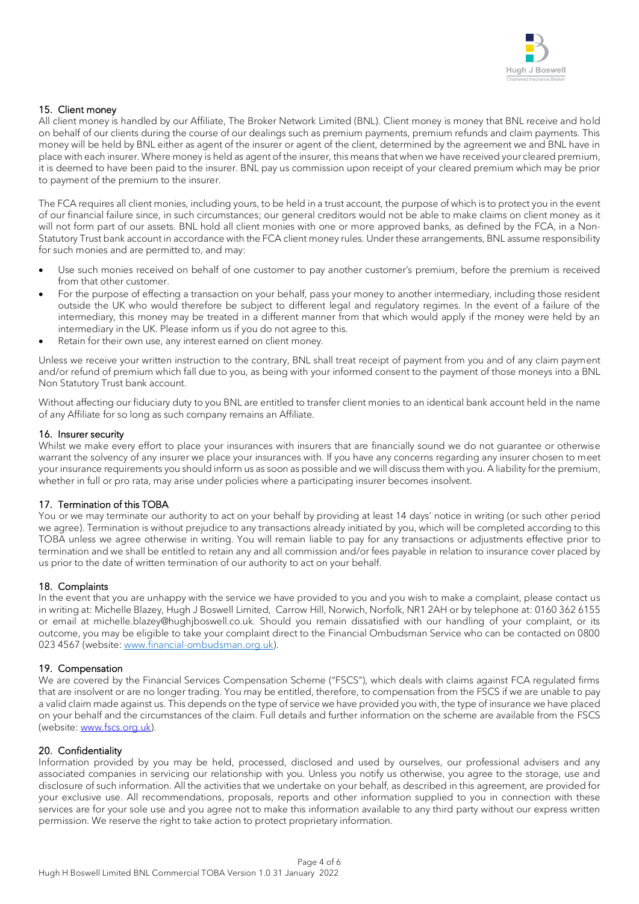## 15. Client money

All client money is handled by our Affiliate, The Broker Network Limited (BNL). Client money is money that BNL receive and hold on behalf of our clients during the course of our dealings such as premium payments, premium refunds and claim payments. This money will be held by BNL either as agent of the insurer or agent of the client, determined by the agreement we and BNL have in place with each insurer. Where money is held as agent of the insurer, this means that when we have received your cleared premium, it is deemed to have been paid to the insurer. BNL pay us commission upon receipt of your cleared premium which may be prior to payment of the premium to the insurer.

The FCA requires all client monies, including yours, to be held in a trust account, the purpose of which is to protect you in the event of our financial failure since, in such circumstances; our general creditors would not be able to make claims on client money as it will not form part of our assets. BNL hold all client monies with one or more approved banks, as defined by the FCA, in a Non-Statutory Trust bank account in accordance with the FCA client money rules. Under these arrangements, BNL assume responsibility for such monies and are permitted to, and may:

- Use such monies received on behalf of one customer to pay another customer's premium, before the premium is received from that other customer.
- For the purpose of effecting a transaction on your behalf, pass your money to another intermediary, including those resident outside the UK who would therefore be subject to different legal and regulatory regimes. In the event of a failure of the intermediary, this money may be treated in a different manner from that which would apply if the money were held by an intermediary in the UK. Please inform us if you do not agree to this.
- Retain for their own use, any interest earned on client money.

Unless we receive your written instruction to the contrary, BNL shall treat receipt of payment from you and of any claim payment and/or refund of premium which fall due to you, as being with your informed consent to the payment of those moneys into a BNL Non Statutory Trust bank account.

Without affecting our fiduciary duty to you BNL are entitled to transfer client monies to an identical bank account held in the name of any Affiliate for so long as such company remains an Affiliate.

## 16. Insurer security

Whilst we make every effort to place your insurances with insurers that are financially sound we do not guarantee or otherwise warrant the solvency of any insurer we place your insurances with. If you have any concerns regarding any insurer chosen to meet your insurance requirements you should inform us as soon as possible and we will discuss them with you. A liability for the premium, whether in full or pro rata, may arise under policies where a participating insurer becomes insolvent.

## 17. Termination of this TOBA

You or we may terminate our authority to act on your behalf by providing at least 14 days' notice in writing (or such other period we agree). Termination is without prejudice to any transactions already initiated by you, which will be completed according to this TOBA unless we agree otherwise in writing. You will remain liable to pay for any transactions or adjustments effective prior to termination and we shall be entitled to retain any and all commission and/or fees payable in relation to insurance cover placed by us prior to the date of written termination of our authority to act on your behalf.

## 18. Complaints

In the event that you are unhappy with the service we have provided to you and you wish to make a complaint, please contact us in writing at: Michelle Blazey, Hugh J Boswell Limited, Carrow Hill, Norwich, Norfolk, NR1 2AH or by telephone at: 0160 362 6155 or email at michelle.blazey@hughjboswell.co.uk. Should you remain dissatisfied with our handling of your complaint, or its outcome, you may be eligible to take your complaint direct to the Financial Ombudsman Service who can be contacted on 0800 023 4567 (website: www.financial-ombudsman.org.uk).

## 19. Compensation

We are covered by the Financial Services Compensation Scheme ("FSCS"), which deals with claims against FCA regulated firms that are insolvent or are no longer trading. You may be entitled, therefore, to compensation from the FSCS if we are unable to pay a valid claim made against us. This depends on the type of service we have provided you with, the type of insurance we have placed on your behalf and the circumstances of the claim. Full details and further information on the scheme are available from the FSCS (website: www.fscs.org.uk).

## 20. Confidentiality

Information provided by you may be held, processed, disclosed and used by ourselves, our professional advisers and any associated companies in servicing our relationship with you. Unless you notify us otherwise, you agree to the storage, use and disclosure of such information. All the activities that we undertake on your behalf, as described in this agreement, are provided for your exclusive use. All recommendations, proposals, reports and other information supplied to you in connection with these services are for your sole use and you agree not to make this information available to any third party without our express written permission. We reserve the right to take action to protect proprietary information.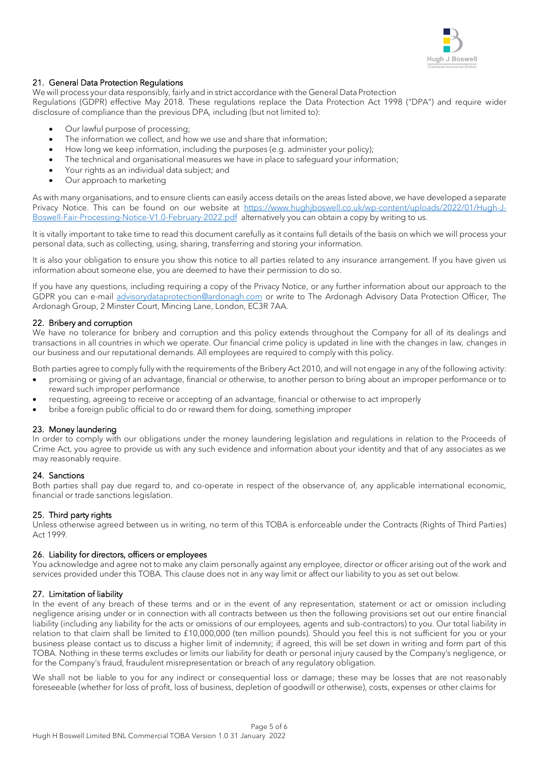## 21. General Data Protection Regulations

We will process your data responsibly, fairly and in strict accordance with the General Data Protection Regulations (GDPR) effective May 2018. These regulations replace the Data Protection Act 1998 ("DPA") and require wider disclosure of compliance than the previous DPA, including (but not limited to):

- Our lawful purpose of processing;
- The information we collect, and how we use and share that information;
- How long we keep information, including the purposes (e.g. administer your policy);
- The technical and organisational measures we have in place to safeguard your information;
- Your rights as an individual data subject; and
- Our approach to marketing

As with many organisations, and to ensure clients can easily access details on the areas listed above, we have developed a separate Privacy Notice. This can be found on our website at [https://www.hughjboswell.co.uk/wp-content/uploads/2022/01/Hugh-J-Boswell-Fair-Processing-Notice-V1.0-February-2022.pdf](https://www.hughjboswell.co.uk/wp-content/uploads/2022/01/Hugh-J-Boswell-Fair-Processing-Notice-V1.0-February-2022.pdf) alternatively you can obtain a copy by writing to us.

It is vitally important to take time to read this document carefully as it contains full details of the basis on which we will process your personal data, such as collecting, using, sharing, transferring and storing your information.

It is also your obligation to ensure you show this notice to all parties related to any insurance arrangement. If you have given us information about someone else, you are deemed to have their permission to do so.

If you have any questions, including requiring a copy of the Privacy Notice, or any further information about our approach to the GDPR you can e-mail [advisorydataprotection@ardonagh.com](mailto:advisorydataprotection@ardonagh.com) or write to The Ardonagh Advisory Data Protection Officer, The Ardonagh Group, 2 Minster Court, Mincing Lane, London, EC3R 7AA.

## 22. Bribery and corruption

We have no tolerance for bribery and corruption and this policy extends throughout the Company for all of its dealings and transactions in all countries in which we operate. Our financial crime policy is updated in line with the changes in law, changes in our business and our reputational demands. All employees are required to comply with this policy.

Both parties agree to comply fully with the requirements of the Bribery Act 2010, and will not engage in any of the following activity:

- promising or giving of an advantage, financial or otherwise, to another person to bring about an improper performance or to reward such improper performance
- requesting, agreeing to receive or accepting of an advantage, financial or otherwise to act improperly
- bribe a foreign public official to do or reward them for doing, something improper

## 23. Money laundering

In order to comply with our obligations under the money laundering legislation and regulations in relation to the Proceeds of Crime Act, you agree to provide us with any such evidence and information about your identity and that of any associates as we may reasonably require.

## 24. Sanctions

Both parties shall pay due regard to, and co-operate in respect of the observance of, any applicable international economic, financial or trade sanctions legislation.

## 25. Third party rights

Unless otherwise agreed between us in writing, no term of this TOBA is enforceable under the Contracts (Rights of Third Parties) Act 1999.

## 26. Liability for directors, officers or employees

You acknowledge and agree not to make any claim personally against any employee, director or officer arising out of the work and services provided under this TOBA. This clause does not in any way limit or affect our liability to you as set out below.

## 27. Limitation of liability

In the event of any breach of these terms and or in the event of any representation, statement or act or omission including negligence arising under or in connection with all contracts between us then the following provisions set out our entire financial liability (including any liability for the acts or omissions of our employees, agents and sub-contractors) to you. Our total liability in relation to that claim shall be limited to £10,000,000 (ten million pounds). Should you feel this is not sufficient for you or your business please contact us to discuss a higher limit of indemnity; if agreed, this will be set down in writing and form part of this TOBA. Nothing in these terms excludes or limits our liability for death or personal injury caused by the Company's negligence, or for the Company's fraud, fraudulent misrepresentation or breach of any regulatory obligation.

We shall not be liable to you for any indirect or consequential loss or damage; these may be losses that are not reasonably foreseeable (whether for loss of profit, loss of business, depletion of goodwill or otherwise), costs, expenses or other claims for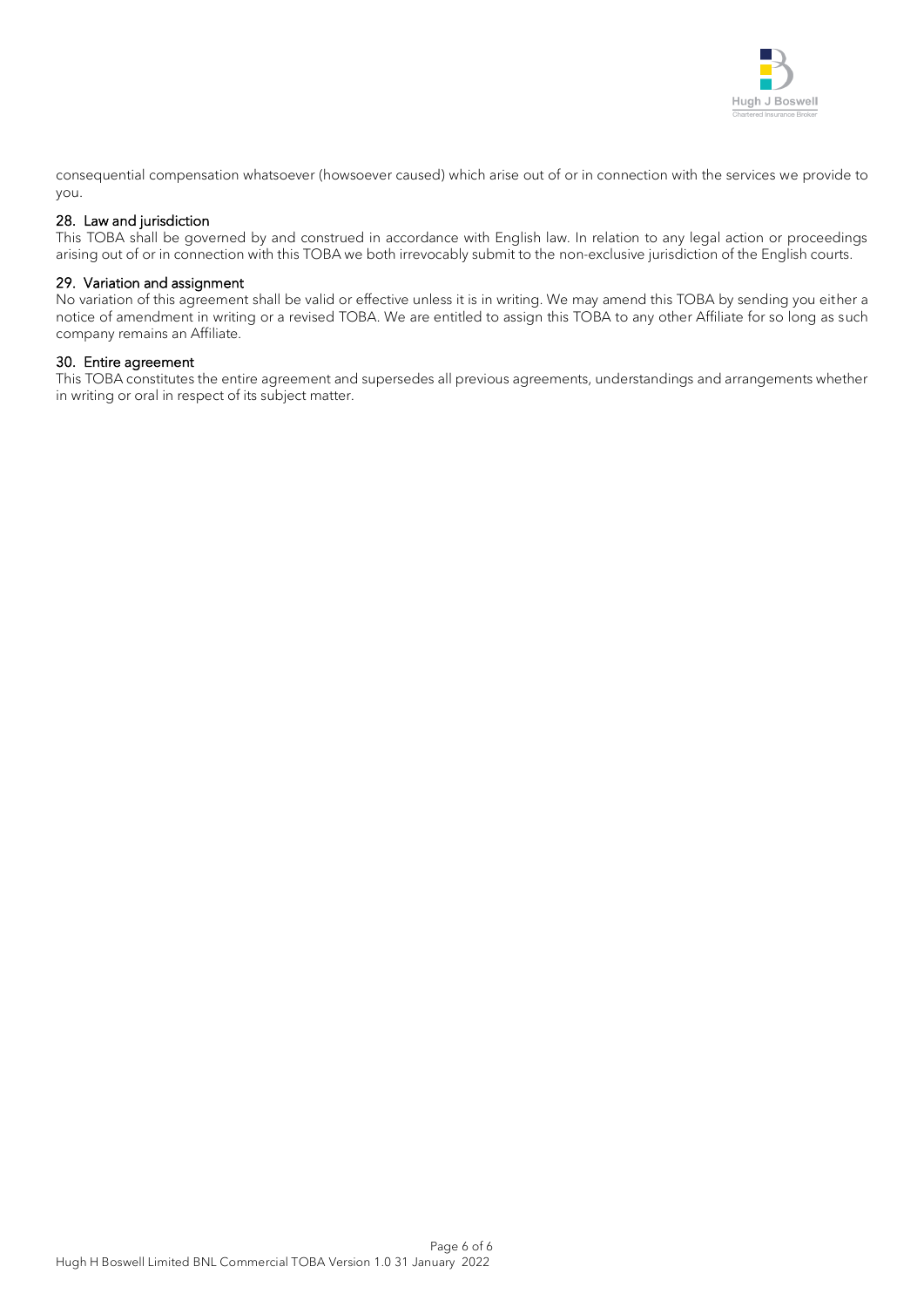consequential compensation whatsoever (howsoever caused) which arise out of or in connection with the services we provide to you.

## 28. Law and jurisdiction

This TOBA shall be governed by and construed in accordance with English law. In relation to any legal action or proceedings arising out of or in connection with this TOBA we both irrevocably submit to the non-exclusive jurisdiction of the English courts.

## 29. Variation and assignment

No variation of this agreement shall be valid or effective unless it is in writing. We may amend this TOBA by sending you either a notice of amendment in writing or a revised TOBA. We are entitled to assign this TOBA to any other Affiliate for so long as such company remains an Affiliate.

## 30. Entire agreement

This TOBA constitutes the entire agreement and supersedes all previous agreements, understandings and arrangements whether in writing or oral in respect of its subject matter.